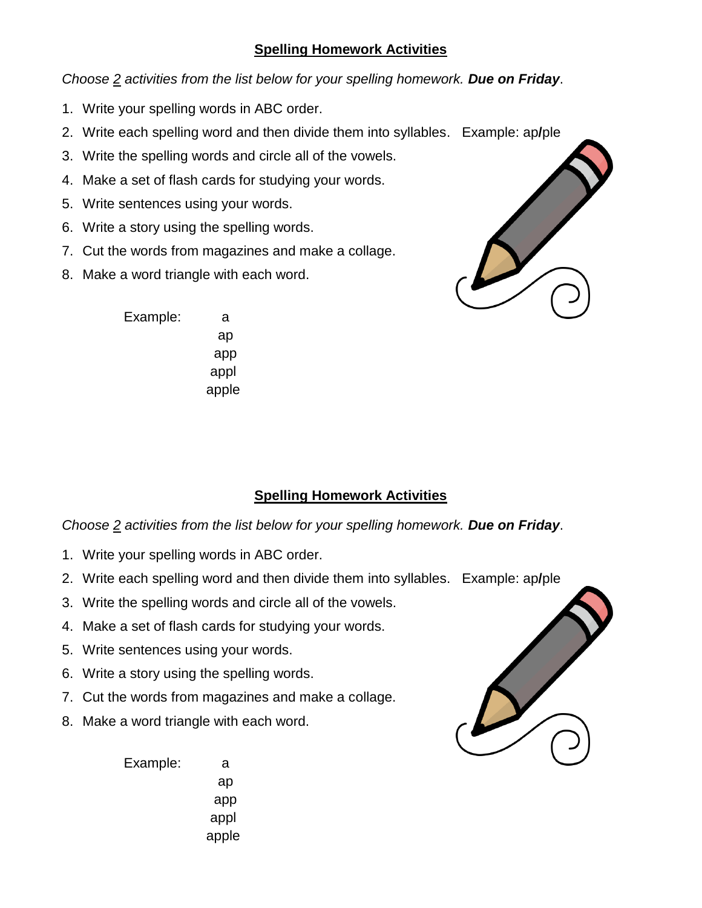## **Spelling Homework Activities**

*Choose 2 activities from the list below for your spelling homework.* ***Due on Friday***.

1. Write your spelling words in ABC order.
2. Write each spelling word and then divide them into syllables. Example: ap**/**ple
3. Write the spelling words and circle all of the vowels.
4. Make a set of flash cards for studying your words.
5. Write sentences using your words.
6. Write a story using the spelling words.
7. Cut the words from magazines and make a collage.
8. Make a word triangle with each word.

Example:

a
ap
app
appl
apple

## **Spelling Homework Activities**

*Choose 2 activities from the list below for your spelling homework.* ***Due on Friday***.

1. Write your spelling words in ABC order.
2. Write each spelling word and then divide them into syllables. Example: ap**/**ple
3. Write the spelling words and circle all of the vowels.
4. Make a set of flash cards for studying your words.
5. Write sentences using your words.
6. Write a story using the spelling words.
7. Cut the words from magazines and make a collage.
8. Make a word triangle with each word.

Example:

a
ap
app
appl
apple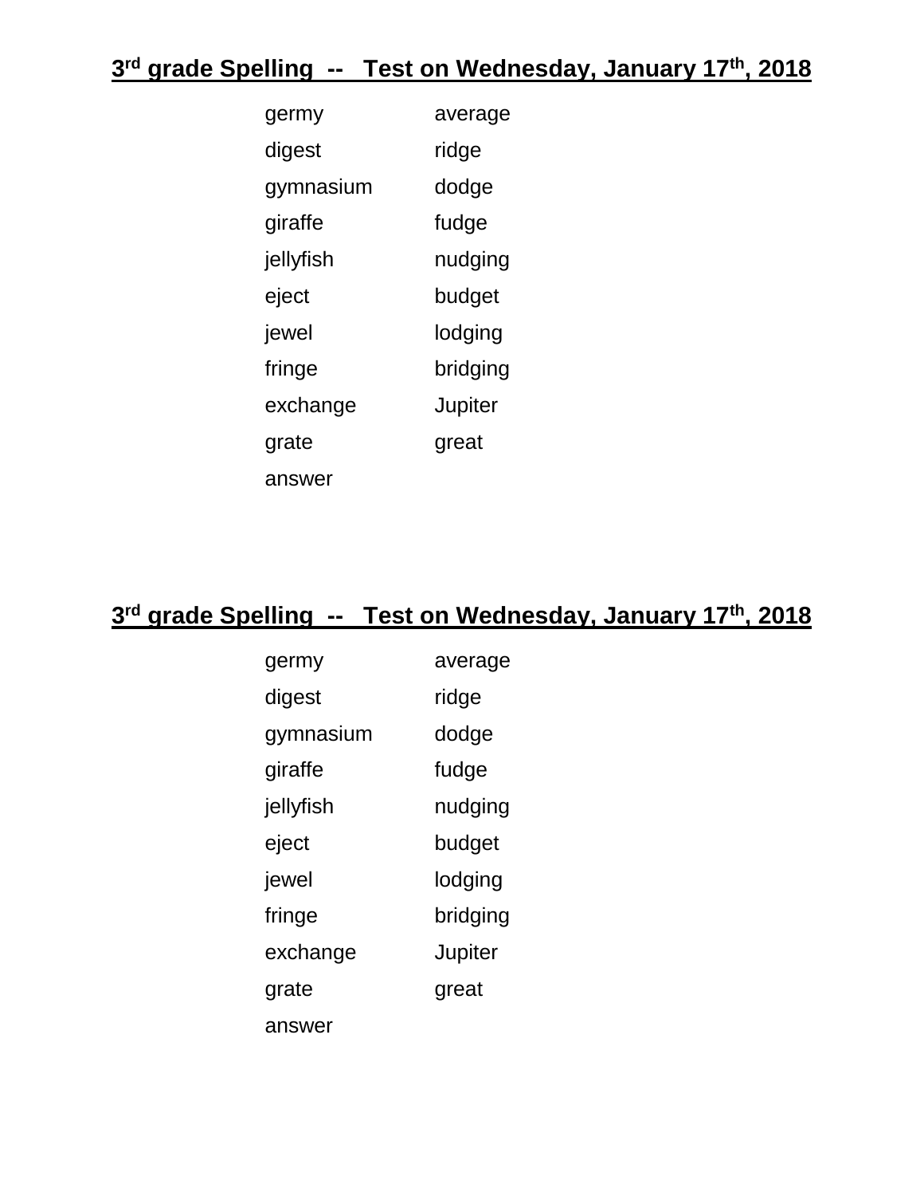**3rd grade Spelling -- Test on Wednesday, January 17th, 2018**

| | |
|---|---|
| germy | average |
| digest | ridge |
| gymnasium | dodge |
| giraffe | fudge |
| jellyfish | nudging |
| eject | budget |
| jewel | lodging |
| fringe | bridging |
| exchange | Jupiter |
| grate | great |
| answer | |

**3rd grade Spelling -- Test on Wednesday, January 17th, 2018**

| | |
|---|---|
| germy | average |
| digest | ridge |
| gymnasium | dodge |
| giraffe | fudge |
| jellyfish | nudging |
| eject | budget |
| jewel | lodging |
| fringe | bridging |
| exchange | Jupiter |
| grate | great |
| answer | |